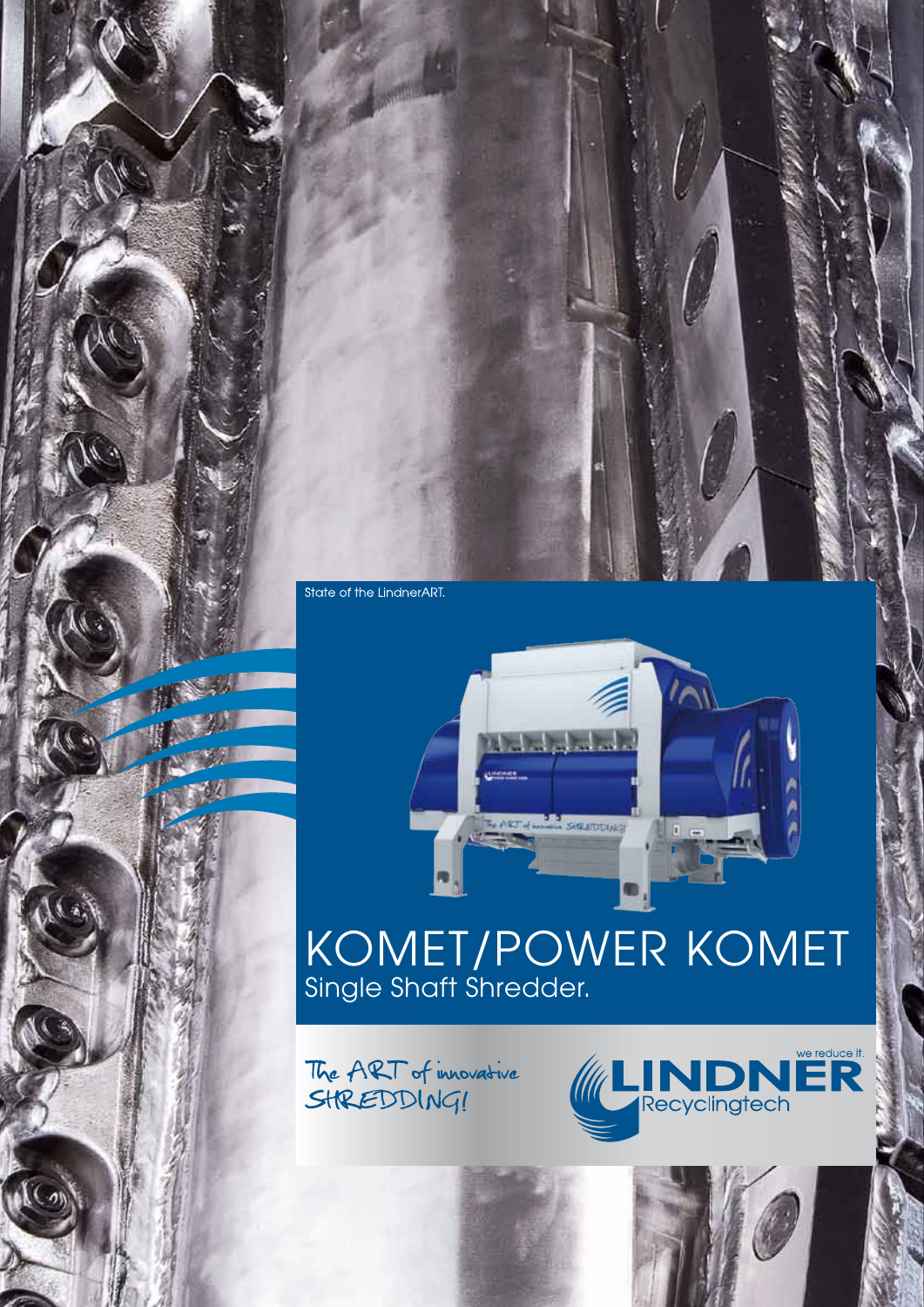State of the LindnerART.

# KOMET/POWER KOMET

## Single Shaft Shredder.

The ART of innovative SHREDDING!

we reduce it.

LINDNER Recyclingtech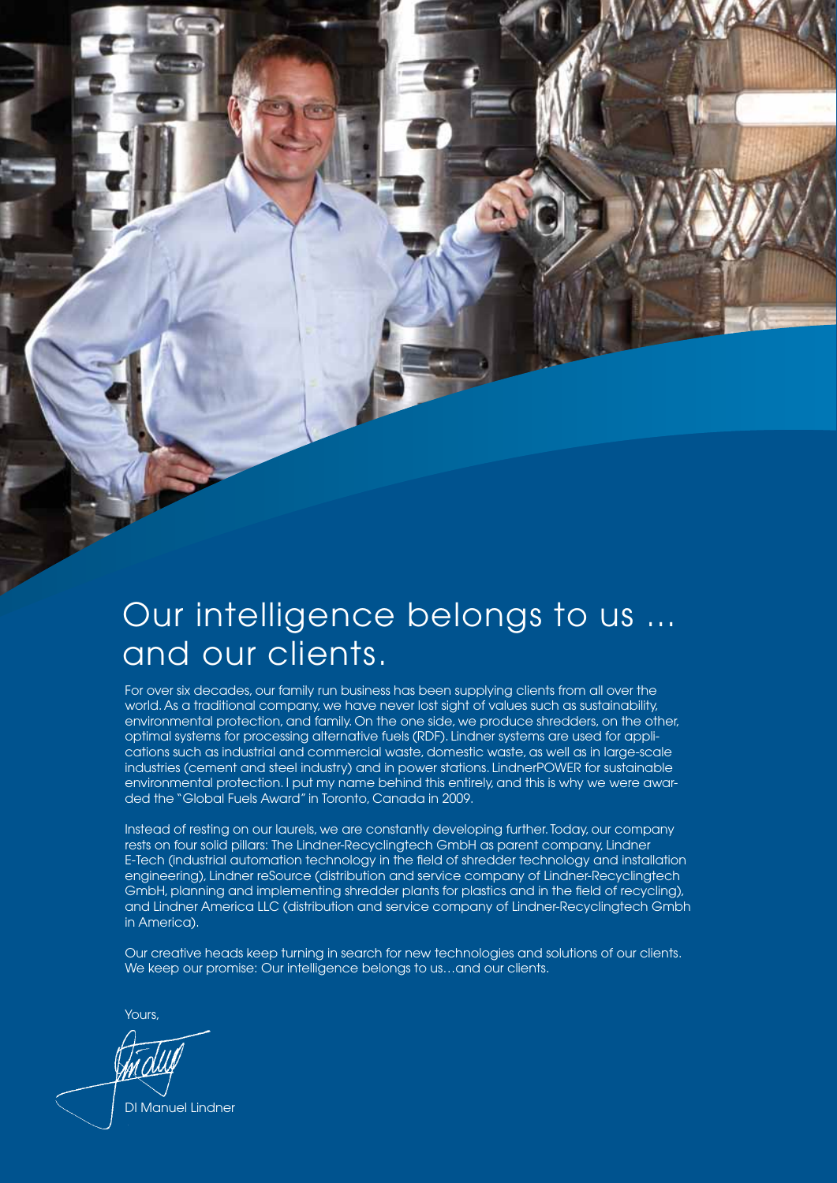# Our intelligence belongs to us ... and our clients.

For over six decades, our family run business has been supplying clients from all over the world. As a traditional company, we have never lost sight of values such as sustainability, environmental protection, and family. On the one side, we produce shredders, on the other, optimal systems for processing alternative fuels (RDF). Lindner systems are used for applications such as industrial and commercial waste, domestic waste, as well as in large-scale industries (cement and steel industry) and in power stations. LindnerPOWER for sustainable environmental protection. I put my name behind this entirely, and this is why we were awarded the "Global Fuels Award" in Toronto, Canada in 2009.

Instead of resting on our laurels, we are constantly developing further. Today, our company rests on four solid pillars: The Lindner-Recyclingtech GmbH as parent company, Lindner E-Tech (industrial automation technology in the field of shredder technology and installation engineering), Lindner reSource (distribution and service company of Lindner-Recyclingtech GmbH, planning and implementing shredder plants for plastics and in the field of recycling), and Lindner America LLC (distribution and service company of Lindner-Recyclingtech Gmbh in America).

Our creative heads keep turning in search for new technologies and solutions of our clients. We keep our promise: Our intelligence belongs to us…and our clients.

Yours,

DI Manuel Lindner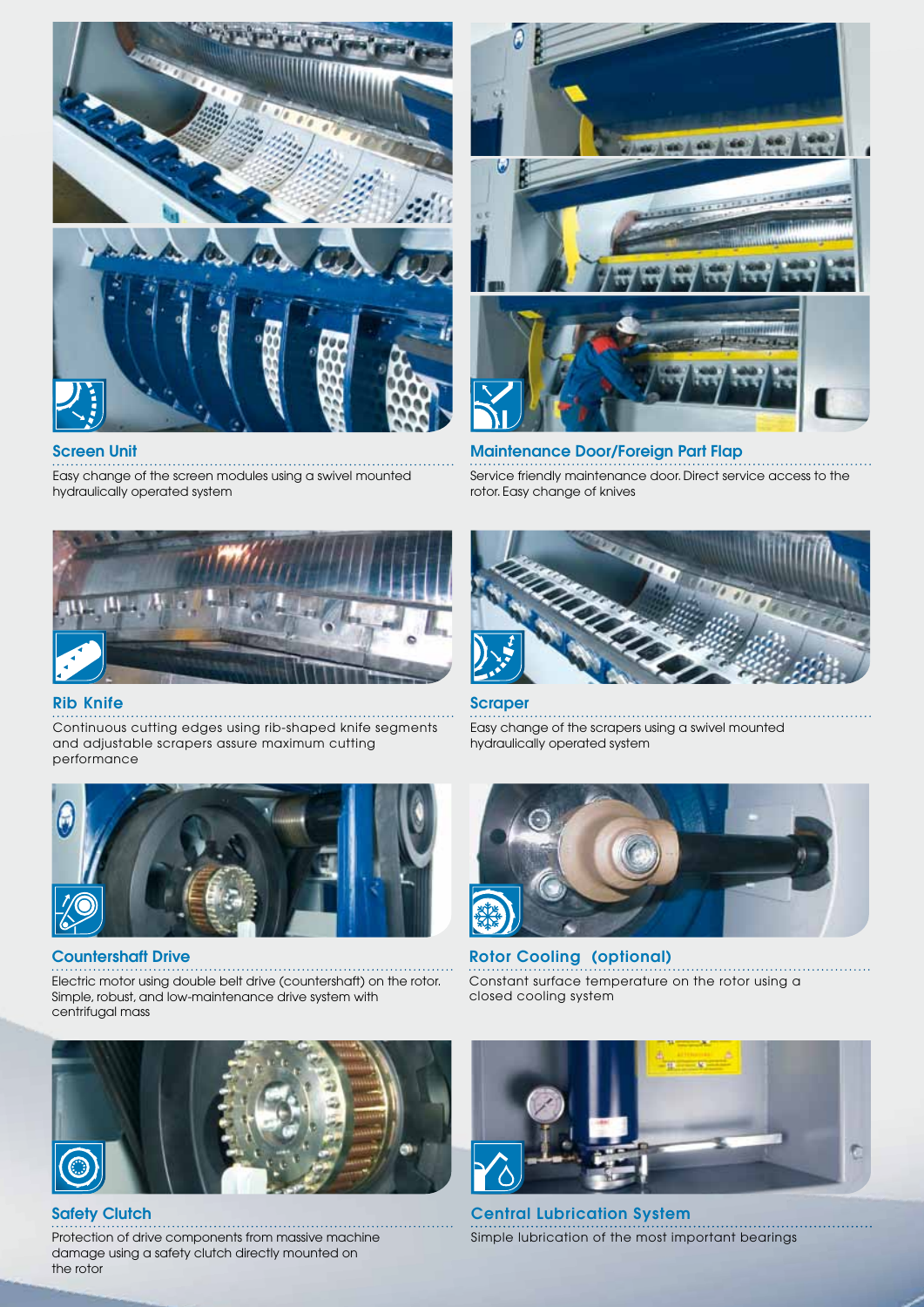## Screen Unit

Easy change of the screen modules using a swivel mounted hydraulically operated system

## Maintenance Door/Foreign Part Flap

Service friendly maintenance door. Direct service access to the rotor. Easy change of knives

## Rib Knife

Continuous cutting edges using rib-shaped knife segments and adjustable scrapers assure maximum cutting performance

## Scraper

Easy change of the scrapers using a swivel mounted hydraulically operated system

## Countershaft Drive

Electric motor using double belt drive (countershaft) on the rotor. Simple, robust, and low-maintenance drive system with centrifugal mass

## Rotor Cooling (optional)

Constant surface temperature on the rotor using a closed cooling system

## Safety Clutch

Protection of drive components from massive machine damage using a safety clutch directly mounted on the rotor

## Central Lubrication System

Simple lubrication of the most important bearings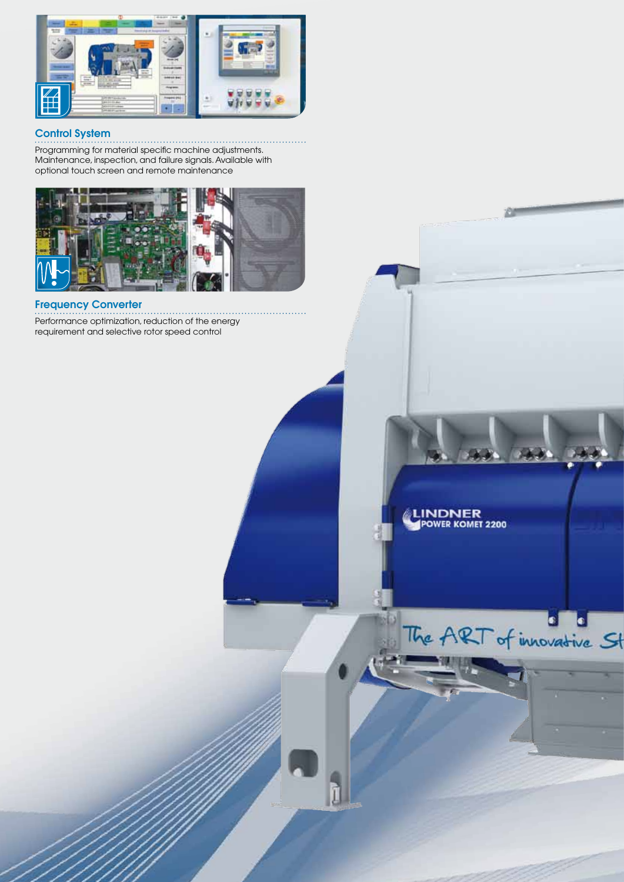## Control System

Programming for material specific machine adjustments. Maintenance, inspection, and failure signals. Available with optional touch screen and remote maintenance

## Frequency Converter

Performance optimization, reduction of the energy requirement and selective rotor speed control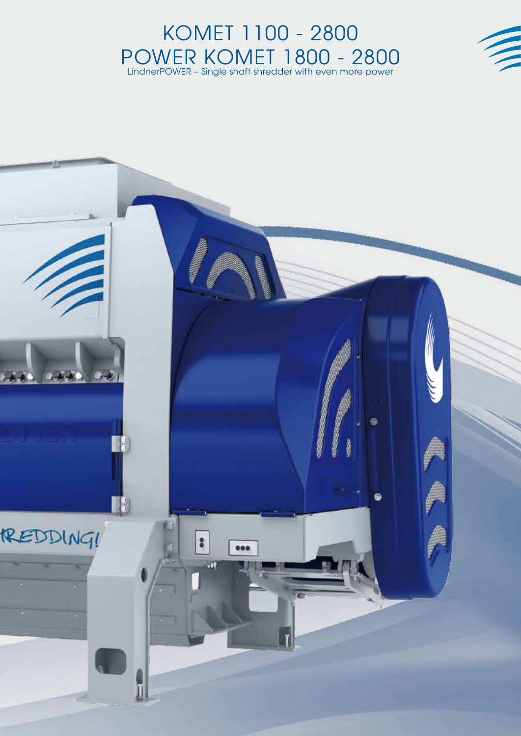# KOMET 1100 - 2800
# POWER KOMET 1800 - 2800

LindnerPOWER – Single shaft shredder with even more power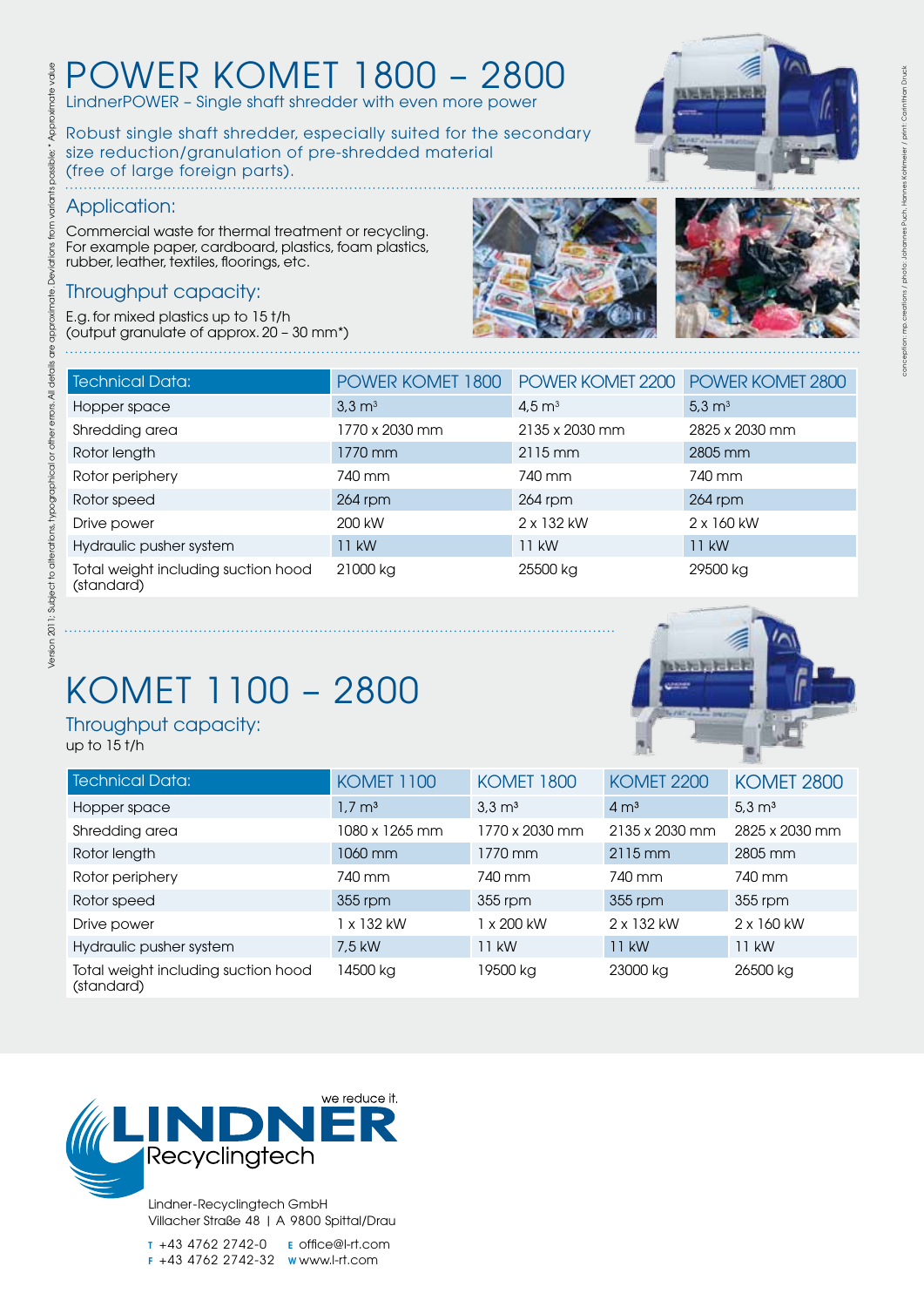# POWER KOMET 1800 – 2800

LindnerPOWER – Single shaft shredder with even more power

Robust single shaft shredder, especially suited for the secondary size reduction/granulation of pre-shredded material (free of large foreign parts).

## Application:

Commercial waste for thermal treatment or recycling. For example paper, cardboard, plastics, foam plastics, rubber, leather, textiles, floorings, etc.

## Throughput capacity:

E.g. for mixed plastics up to 15 t/h
(output granulate of approx. 20 – 30 mm*)

| Technical Data: | POWER KOMET 1800 | POWER KOMET 2200 | POWER KOMET 2800 |
|---|---|---|---|
| Hopper space | 3,3 m³ | 4,5 m³ | 5,3 m³ |
| Shredding area | 1770 x 2030 mm | 2135 x 2030 mm | 2825 x 2030 mm |
| Rotor length | 1770 mm | 2115 mm | 2805 mm |
| Rotor periphery | 740 mm | 740 mm | 740 mm |
| Rotor speed | 264 rpm | 264 rpm | 264 rpm |
| Drive power | 200 kW | 2 x 132 kW | 2 x 160 kW |
| Hydraulic pusher system | 11 kW | 11 kW | 11 kW |
| Total weight including suction hood (standard) | 21000 kg | 25500 kg | 29500 kg |

# KOMET 1100 – 2800

## Throughput capacity:

up to 15 t/h

| Technical Data: | KOMET 1100 | KOMET 1800 | KOMET 2200 | KOMET 2800 |
|---|---|---|---|---|
| Hopper space | 1,7 m³ | 3,3 m³ | 4 m³ | 5,3 m³ |
| Shredding area | 1080 x 1265 mm | 1770 x 2030 mm | 2135 x 2030 mm | 2825 x 2030 mm |
| Rotor length | 1060 mm | 1770 mm | 2115 mm | 2805 mm |
| Rotor periphery | 740 mm | 740 mm | 740 mm | 740 mm |
| Rotor speed | 355 rpm | 355 rpm | 355 rpm | 355 rpm |
| Drive power | 1 x 132 kW | 1 x 200 kW | 2 x 132 kW | 2 x 160 kW |
| Hydraulic pusher system | 7,5 kW | 11 kW | 11 kW | 11 kW |
| Total weight including suction hood (standard) | 14500 kg | 19500 kg | 23000 kg | 26500 kg |

Version 2011; Subject to alterations, typographical or other errors. All details are approximate. Deviations from variants possible; * Approximate value

LINDNER Recyclingtech – we reduce it.

Lindner-Recyclingtech GmbH
Villacher Straße 48 | A 9800 Spittal/Drau

T +43 4762 2742-0 E office@l-rt.com
F +43 4762 2742-32 W www.l-rt.com

conception: mp creations / photo: Johannes Puch, Hannes Kohlmeier / print: Carinthian Druck